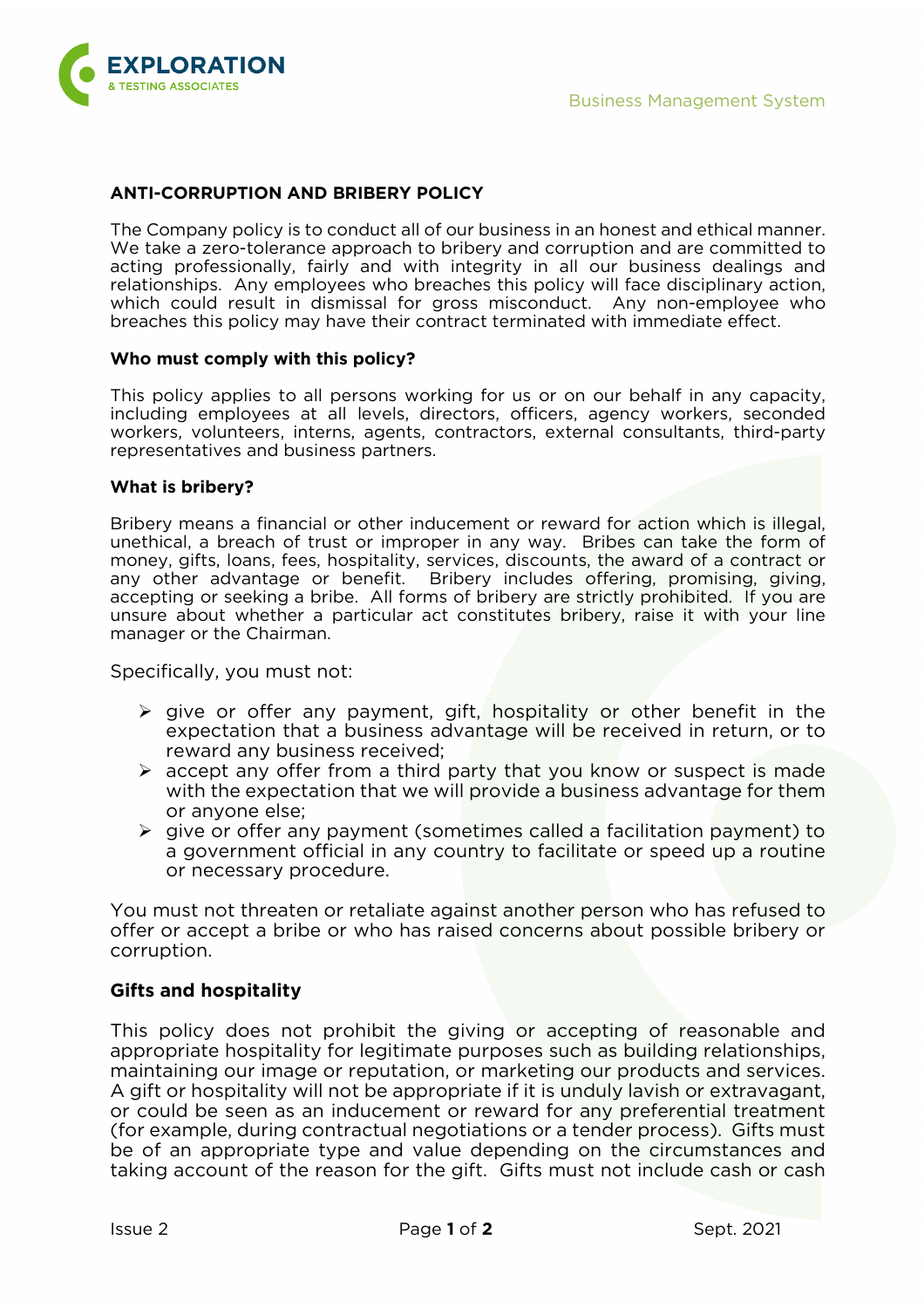## ANTI-CORRUPTION AND BRIBERY POLICY

The Company policy is to conduct all of our business in an honest and ethical manner. We take a zero-tolerance approach to bribery and corruption and are committed to acting professionally, fairly and with integrity in all our business dealings and relationships. Any employees who breaches this policy will face disciplinary action, which could result in dismissal for gross misconduct. Any non-employee who breaches this policy may have their contract terminated with immediate effect.

### Who must comply with this policy?

This policy applies to all persons working for us or on our behalf in any capacity, including employees at all levels, directors, officers, agency workers, seconded workers, volunteers, interns, agents, contractors, external consultants, third-party representatives and business partners.

### What is bribery?

Bribery means a financial or other inducement or reward for action which is illegal, unethical, a breach of trust or improper in any way. Bribes can take the form of money, gifts, loans, fees, hospitality, services, discounts, the award of a contract or any other advantage or benefit. Bribery includes offering, promising, giving, accepting or seeking a bribe. All forms of bribery are strictly prohibited. If you are unsure about whether a particular act constitutes bribery, raise it with your line manager or the Chairman.

Specifically, you must not:

- give or offer any payment, gift, hospitality or other benefit in the expectation that a business advantage will be received in return, or to reward any business received;
- accept any offer from a third party that you know or suspect is made with the expectation that we will provide a business advantage for them or anyone else;
- give or offer any payment (sometimes called a facilitation payment) to a government official in any country to facilitate or speed up a routine or necessary procedure.

You must not threaten or retaliate against another person who has refused to offer or accept a bribe or who has raised concerns about possible bribery or corruption.

### Gifts and hospitality

This policy does not prohibit the giving or accepting of reasonable and appropriate hospitality for legitimate purposes such as building relationships, maintaining our image or reputation, or marketing our products and services. A gift or hospitality will not be appropriate if it is unduly lavish or extravagant, or could be seen as an inducement or reward for any preferential treatment (for example, during contractual negotiations or a tender process). Gifts must be of an appropriate type and value depending on the circumstances and taking account of the reason for the gift. Gifts must not include cash or cash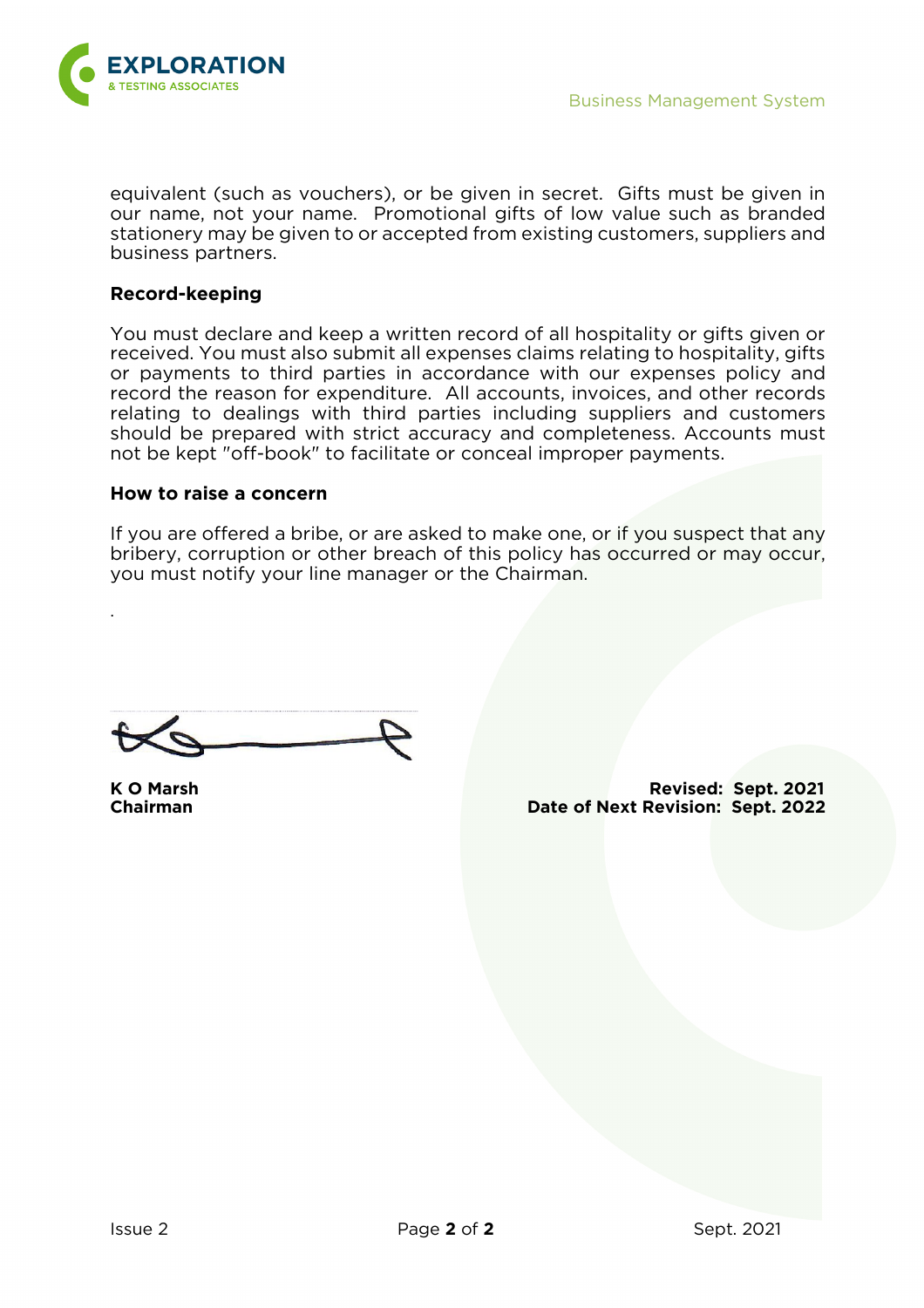equivalent (such as vouchers), or be given in secret. Gifts must be given in our name, not your name. Promotional gifts of low value such as branded stationery may be given to or accepted from existing customers, suppliers and business partners.

**Record-keeping**

You must declare and keep a written record of all hospitality or gifts given or received. You must also submit all expenses claims relating to hospitality, gifts or payments to third parties in accordance with our expenses policy and record the reason for expenditure. All accounts, invoices, and other records relating to dealings with third parties including suppliers and customers should be prepared with strict accuracy and completeness. Accounts must not be kept "off-book" to facilitate or conceal improper payments.

**How to raise a concern**

If you are offered a bribe, or are asked to make one, or if you suspect that any bribery, corruption or other breach of this policy has occurred or may occur, you must notify your line manager or the Chairman.

.

**K O Marsh**
**Chairman**

**Revised: Sept. 2021**
**Date of Next Revision: Sept. 2022**